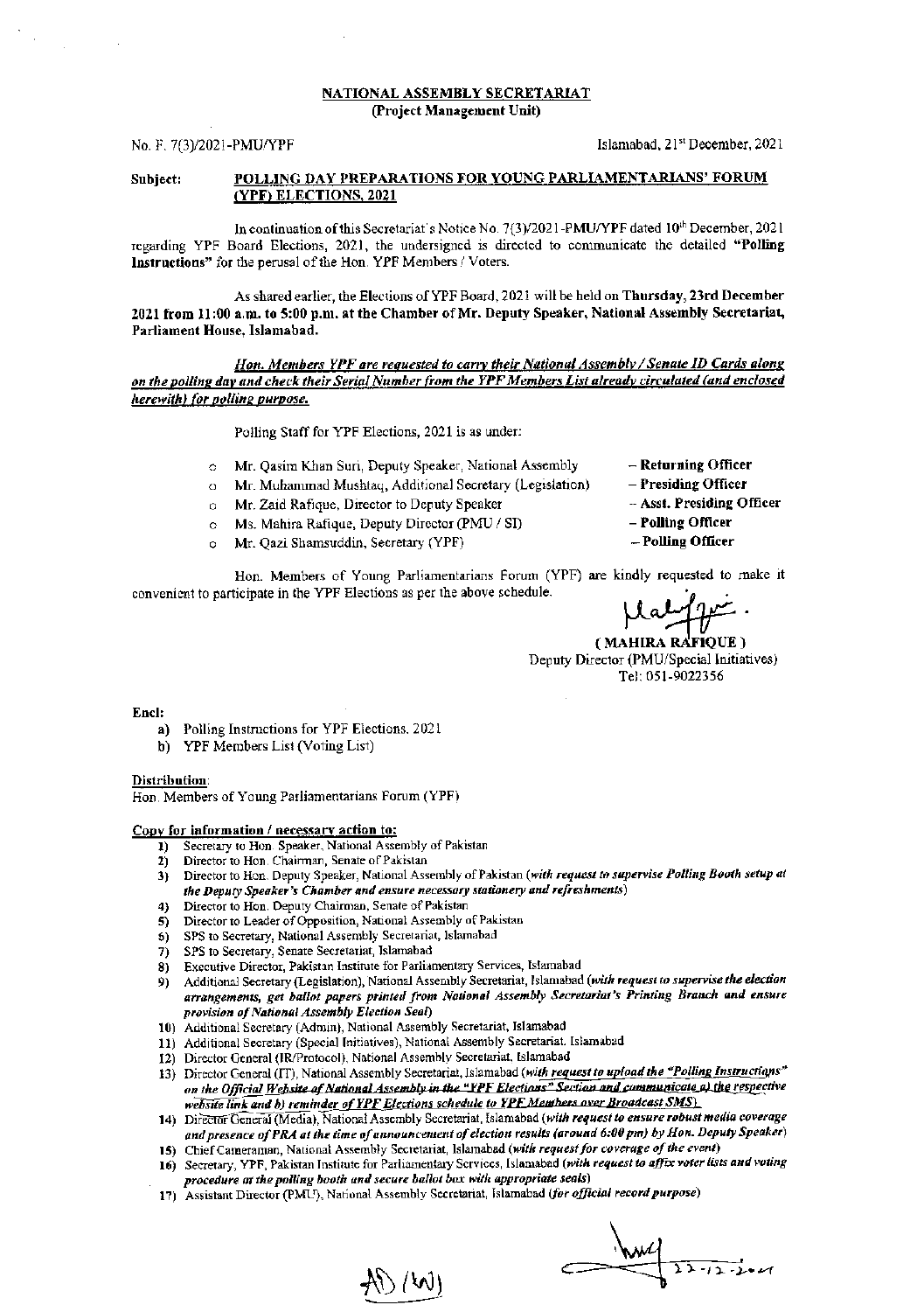**NATIONAL ASSEMBLY SECRETARIAT**
**(Project Management Unit)**

No. F. 7(3)/2021-PMU/YPF

Islamabad, 21st December, 2021

**Subject: POLLING DAY PREPARATIONS FOR YOUNG PARLIAMENTARIANS' FORUM (YPF) ELECTIONS, 2021**

In continuation of this Secretariat's Notice No. 7(3)/2021-PMU/YPF dated 10th December, 2021 regarding YPF Board Elections, 2021, the undersigned is directed to communicate the detailed **"Polling Instructions"** for the perusal of the Hon. YPF Members / Voters.

As shared earlier, the Elections of YPF Board, 2021 will be held on **Thursday, 23rd December 2021 from 11:00 a.m. to 5:00 p.m. at the Chamber of Mr. Deputy Speaker, National Assembly Secretariat, Parliament House, Islamabad.**

***Hon. Members YPF are requested to carry their National Assembly / Senate ID Cards along on the polling day and check their Serial Number from the YPF Members List already circulated (and enclosed herewith) for polling purpose.***

Polling Staff for YPF Elections, 2021 is as under:

- Mr. Qasim Khan Suri, Deputy Speaker, National Assembly – **Returning Officer**
- Mr. Muhammad Mushtaq, Additional Secretary (Legislation) – **Presiding Officer**
- Mr. Zaid Rafique, Director to Deputy Speaker – **Asst. Presiding Officer**
- Ms. Mahira Rafique, Deputy Director (PMU / SI) – **Polling Officer**
- Mr. Qazi Shamsuddin, Secretary (YPF) – **Polling Officer**

Hon. Members of Young Parliamentarians Forum (YPF) are kindly requested to make it convenient to participate in the YPF Elections as per the above schedule.

**( MAHIRA RAFIQUE )**
Deputy Director (PMU/Special Initiatives)
Tel: 051-9022356

**Encl:**

a) Polling Instructions for YPF Elections, 2021
b) YPF Members List (Voting List)

**Distribution:**
Hon. Members of Young Parliamentarians Forum (YPF)

**Copy for information / necessary action to:**

1) Secretary to Hon. Speaker, National Assembly of Pakistan
2) Director to Hon. Chairman, Senate of Pakistan
3) Director to Hon. Deputy Speaker, National Assembly of Pakistan *(with request to supervise Polling Booth setup at the Deputy Speaker's Chamber and ensure necessary stationery and refreshments)*
4) Director to Hon. Deputy Chairman, Senate of Pakistan
5) Director to Leader of Opposition, National Assembly of Pakistan
6) SPS to Secretary, National Assembly Secretariat, Islamabad
7) SPS to Secretary, Senate Secretariat, Islamabad
8) Executive Director, Pakistan Institute for Parliamentary Services, Islamabad
9) Additional Secretary (Legislation), National Assembly Secretariat, Islamabad *(with request to supervise the election arrangements, get ballot papers printed from National Assembly Secretariat's Printing Branch and ensure provision of National Assembly Election Seal)*
10) Additional Secretary (Admin), National Assembly Secretariat, Islamabad
11) Additional Secretary (Special Initiatives), National Assembly Secretariat, Islamabad
12) Director General (IR/Protocol), National Assembly Secretariat, Islamabad
13) Director General (IT), National Assembly Secretariat, Islamabad *(with request to upload the "Polling Instructions" on the Official Website of National Assembly in the "YPF Elections" Section and communicate a) the respective website link and b) reminder of YPF Elections schedule to YPF Members over Broadcast SMS)*
14) Director General (Media), National Assembly Secretariat, Islamabad *(with request to ensure robust media coverage and presence of PRA at the time of announcement of election results (around 6:00 pm) by Hon. Deputy Speaker)*
15) Chief Cameraman, National Assembly Secretariat, Islamabad *(with request for coverage of the event)*
16) Secretary, YPF, Pakistan Institute for Parliamentary Services, Islamabad *(with request to affix voter lists and voting procedure at the polling booth and secure ballot box with appropriate seals)*
17) Assistant Director (PMU), National Assembly Secretariat, Islamabad *(for official record purpose)*

AD (W)

22-12-2021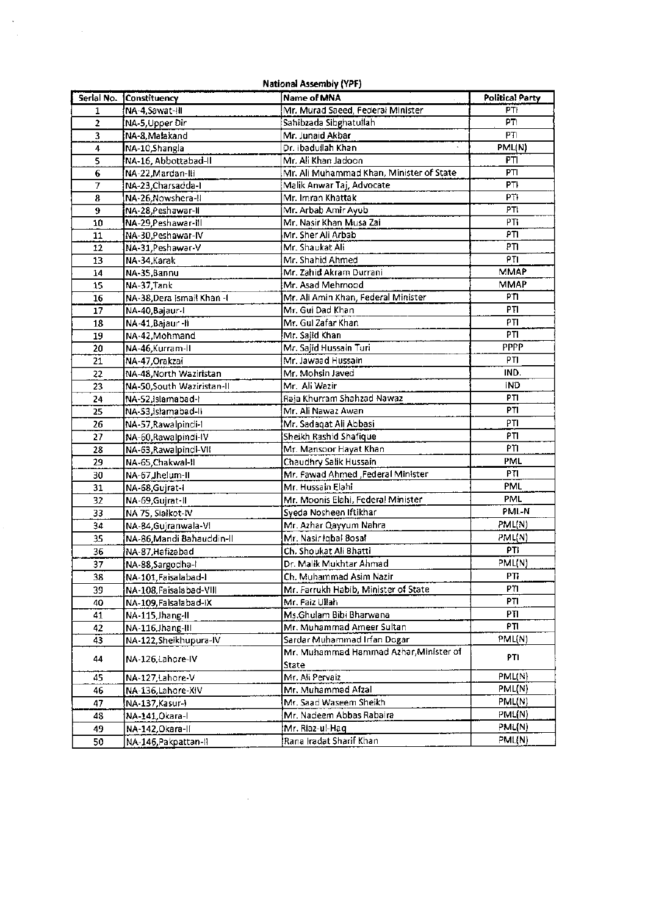**National Assembly (YPF)**

| Serial No. | Constituency | Name of MNA | Political Party |
|---|---|---|---|
| 1 | NA-4,Sawat-III | Mr. Murad Saeed, Federal Minister | PTI |
| 2 | NA-5,Upper Dir | Sahibzada Sibghatullah | PTI |
| 3 | NA-8,Malakand | Mr. Junaid Akbar | PTI |
| 4 | NA-10,Shangla | Dr. Ibadullah Khan | PML(N) |
| 5 | NA-16, Abbottabad-II | Mr. Ali Khan Jadoon | PTI |
| 6 | NA-22,Mardan-III | Mr. Ali Muhammad Khan, Minister of State | PTI |
| 7 | NA-23,Charsadda-I | Malik Anwar Taj, Advocate | PTI |
| 8 | NA-26,Nowshera-II | Mr. Imran Khattak | PTI |
| 9 | NA-28,Peshawar-II | Mr. Arbab Amir Ayub | PTI |
| 10 | NA-29,Peshawar-III | Mr. Nasir Khan Musa Zai | PTI |
| 11 | NA-30,Peshawar-IV | Mr. Sher Ali Arbab | PTI |
| 12 | NA-31,Peshawar-V | Mr. Shaukat Ali | PTI |
| 13 | NA-34,Karak | Mr. Shahid Ahmed | PTI |
| 14 | NA-35,Bannu | Mr. Zahid Akram Durrani | MMAP |
| 15 | NA-37,Tank | Mr. Asad Mehmood | MMAP |
| 16 | NA-38,Dera Ismail Khan -I | Mr. Ali Amin Khan, Federal Minister | PTI |
| 17 | NA-40,Bajaur-I | Mr. Gul Dad Khan | PTI |
| 18 | NA-41,Bajaur-II | Mr. Gul Zafar Khan | PTI |
| 19 | NA-42,Mohmand | Mr. Sajid Khan | PTI |
| 20 | NA-46,Kurram-II | Mr. Sajid Hussain Turi | PPPP |
| 21 | NA-47,Orakzai | Mr. Jawaad Hussain | PTI |
| 22 | NA-48,North Waziristan | Mr. Mohsin Javed | IND. |
| 23 | NA-50,South Waziristan-II | Mr. Ali Wazir | IND |
| 24 | NA-52,Islamabad-I | Raja Khurram Shehzad Nawaz | PTI |
| 25 | NA-53,Islamabad-II | Mr. Ali Nawaz Awan | PTI |
| 26 | NA-57,Rawalpindi-I | Mr. Sadaqat Ali Abbasi | PTI |
| 27 | NA-60,Rawalpindi-IV | Sheikh Rashid Shafique | PTI |
| 28 | NA-63,Rawalpindi-VII | Mr. Mansoor Hayat Khan | PTI |
| 29 | NA-65,Chakwal-II | Chaudhry Salik Hussain | PML |
| 30 | NA-67,Jhelum-II | Mr. Fawad Ahmed ,Federal Minister | PTI |
| 31 | NA-68,Gujrat-I | Mr. Hussain Elahi | PML |
| 32 | NA-69,Gujrat-II | Mr. Moonis Elahi, Federal Minister | PML |
| 33 | NA 75, Sialkot-IV | Syeda Nosheen Iftikhar | PML-N |
| 34 | NA-84,Gujranwala-VI | Mr. Azhar Qayyum Nahra | PML(N) |
| 35 | NA-86,Mandi Bahauddin-II | Mr. Nasir Iqbal Bosal | PML(N) |
| 36 | NA-87,Hafizabad | Ch. Shoukat Ali Bhatti | PTI |
| 37 | NA-88,Sargodha-I | Dr. Malik Mukhtar Ahmad | PML(N) |
| 38 | NA-101,Faisalabad-I | Ch. Muhammad Asim Nazir | PTI |
| 39 | NA-108,Faisalabad-VIII | Mr. Farrukh Habib, Minister of State | PTI |
| 40 | NA-109,Faisalabad-IX | Mr. Faiz Ullah | PTI |
| 41 | NA-115,Jhang-II | Ms.Ghulam Bibi Bharwana | PTI |
| 42 | NA-116,Jhang-III | Mr. Muhammad Ameer Sultan | PTI |
| 43 | NA-122,Sheikhupura-IV | Sardar Muhammad Irfan Dogar | PML(N) |
| 44 | NA-126,Lahore-IV | Mr. Muhammad Hammad Azhar,Minister of State | PTI |
| 45 | NA-127,Lahore-V | Mr. Ali Pervaiz | PML(N) |
| 46 | NA-136,Lahore-XIV | Mr. Muhammad Afzal | PML(N) |
| 47 | NA-137,Kasur-I | Mr. Saad Waseem Sheikh | PML(N) |
| 48 | NA-141,Okara-I | Mr. Nadeem Abbas Rabaira | PML(N) |
| 49 | NA-142,Okara-II | Mr. Riaz-ul-Haq | PML(N) |
| 50 | NA-146,Pakpattan-II | Rana Iradat Sharif Khan | PML(N) |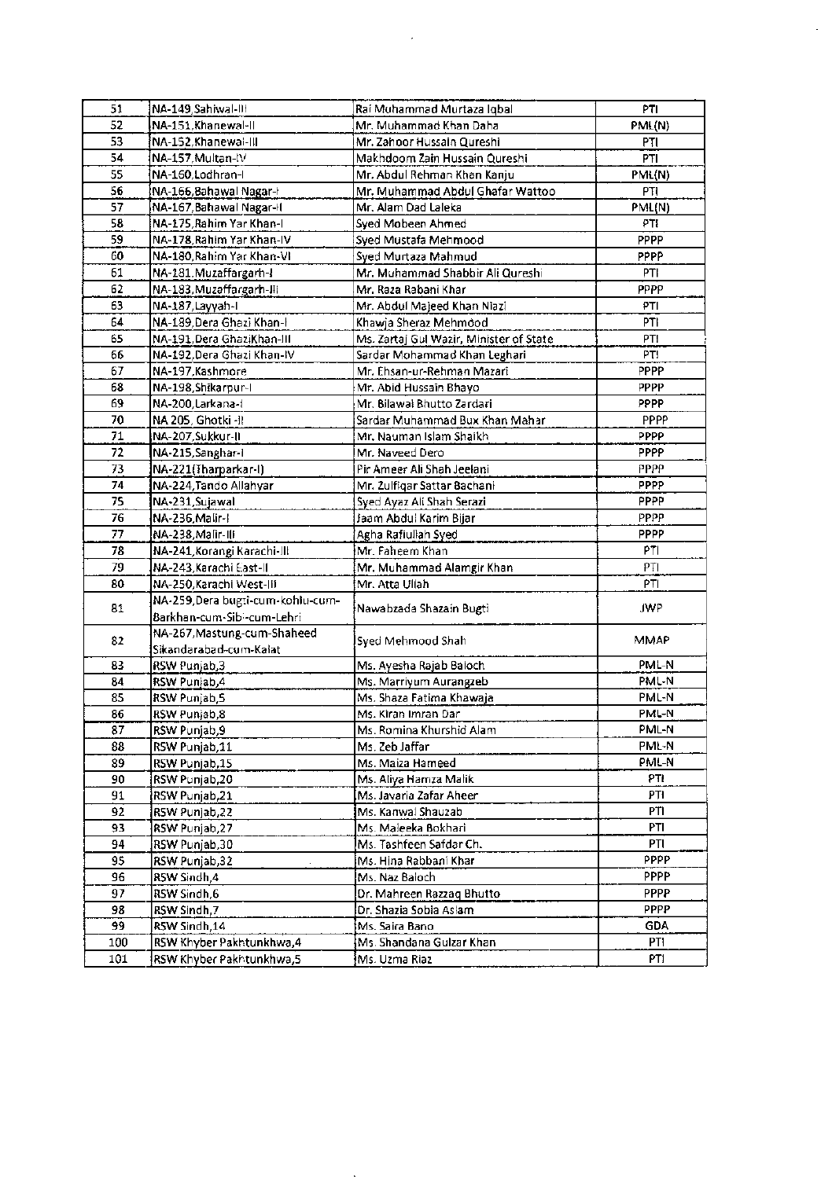| 51 | NA-149,Sahiwal-III | Rai Muhammad Murtaza Iqbal | PTI |
|---|---|---|---|
| 52 | NA-151,Khanewal-II | Mr. Muhammad Khan Daha | PML(N) |
| 53 | NA-152,Khanewal-III | Mr. Zahoor Hussain Qureshi | PTI |
| 54 | NA-157,Multan-IV | Makhdoom Zain Hussain Qureshi | PTI |
| 55 | NA-160,Lodhran-I | Mr. Abdul Rehman Khan Kanju | PML(N) |
| 56 | NA-166,Bahawal Nagar-I | Mr. Muhammad Abdul Ghafar Wattoo | PTI |
| 57 | NA-167,Bahawal Nagar-II | Mr. Alam Dad Laleka | PML(N) |
| 58 | NA-175,Rahim Yar Khan-I | Syed Mobeen Ahmed | PTI |
| 59 | NA-178,Rahim Yar Khan-IV | Syed Mustafa Mehmood | PPPP |
| 60 | NA-180,Rahim Yar Khan-VI | Syed Murtaza Mahmud | PPPP |
| 61 | NA-181,Muzaffargarh-I | Mr. Muhammad Shabbir Ali Qureshi | PTI |
| 62 | NA-183,Muzaffargarh-III | Mr. Raza Rabani Khar | PPPP |
| 63 | NA-187,Layyah-I | Mr. Abdul Majeed Khan Niazi | PTI |
| 64 | NA-189,Dera Ghazi Khan-I | Khawja Sheraz Mehmood | PTI |
| 65 | NA-191,Dera GhaziKhan-III | Ms. Zartaj Gul Wazir, Minister of State | PTI |
| 66 | NA-192,Dera Ghazi Khan-IV | Sardar Mohammad Khan Leghari | PTI |
| 67 | NA-197,Kashmore | Mr. Ehsan-ur-Rehman Mazari | PPPP |
| 68 | NA-198,Shikarpur-I | Mr. Abid Hussain Bhayo | PPPP |
| 69 | NA-200,Larkana-I | Mr. Bilawal Bhutto Zardari | PPPP |
| 70 | NA 205, Ghotki -II | Sardar Muhammad Bux Khan Mahar | PPPP |
| 71 | NA-207,Sukkur-II | Mr. Nauman Islam Shaikh | PPPP |
| 72 | NA-215,Sanghar-I | Mr. Naveed Dero | PPPP |
| 73 | NA-221(Tharparkar-I) | Pir Ameer Ali Shah Jeelani | PPPP |
| 74 | NA-224,Tando Allahyar | Mr. Zulfiqar Sattar Bachani | PPPP |
| 75 | NA-231,Sujawal | Syed Ayaz Ali Shah Serazi | PPPP |
| 76 | NA-236,Malir-I | Jaam Abdul Karim Bijar | PPPP |
| 77 | NA-238,Malir-III | Agha Rafiullah Syed | PPPP |
| 78 | NA-241,Korangi Karachi-III | Mr. Faheem Khan | PTI |
| 79 | NA-243,Karachi East-II | Mr. Muhammad Alamgir Khan | PTI |
| 80 | NA-250,Karachi West-III | Mr. Atta Ullah | PTI |
| 81 | NA-259,Dera bugti-cum-kohlu-cum-Barkhan-cum-Sibi-cum-Lehri | Nawabzada Shazain Bugti | JWP |
| 82 | NA-267,Mastung-cum-Shaheed Sikandarabad-cum-Kalat | Syed Mehmood Shah | MMAP |
| 83 | RSW Punjab,3 | Ms. Ayesha Rajab Baloch | PML-N |
| 84 | RSW Punjab,4 | Ms. Marriyum Aurangzeb | PML-N |
| 85 | RSW Punjab,5 | Ms. Shaza Fatima Khawaja | PML-N |
| 86 | RSW Punjab,8 | Ms. Kiran Imran Dar | PML-N |
| 87 | RSW Punjab,9 | Ms. Romina Khurshid Alam | PML-N |
| 88 | RSW Punjab,11 | Ms. Zeb Jaffar | PML-N |
| 89 | RSW Punjab,15 | Ms. Maiza Hameed | PML-N |
| 90 | RSW Punjab,20 | Ms. Aliya Hamza Malik | PTI |
| 91 | RSW Punjab,21 | Ms. Javaria Zafar Aheer | PTI |
| 92 | RSW Punjab,22 | Ms. Kanwal Shauzab | PTI |
| 93 | RSW Punjab,27 | Ms. Maleeka Bokhari | PTI |
| 94 | RSW Punjab,30 | Ms. Tashfeen Safdar Ch. | PTI |
| 95 | RSW Punjab,32 | Ms. Hina Rabbani Khar | PPPP |
| 96 | RSW Sindh,4 | Ms. Naz Baloch | PPPP |
| 97 | RSW Sindh,6 | Dr. Mahreen Razzaq Bhutto | PPPP |
| 98 | RSW Sindh,7 | Dr. Shazia Sobia Aslam | PPPP |
| 99 | RSW Sindh,14 | Ms. Saira Bano | GDA |
| 100 | RSW Khyber Pakhtunkhwa,4 | Ms. Shandana Gulzar Khan | PTI |
| 101 | RSW Khyber Pakhtunkhwa,5 | Ms. Uzma Riaz | PTI |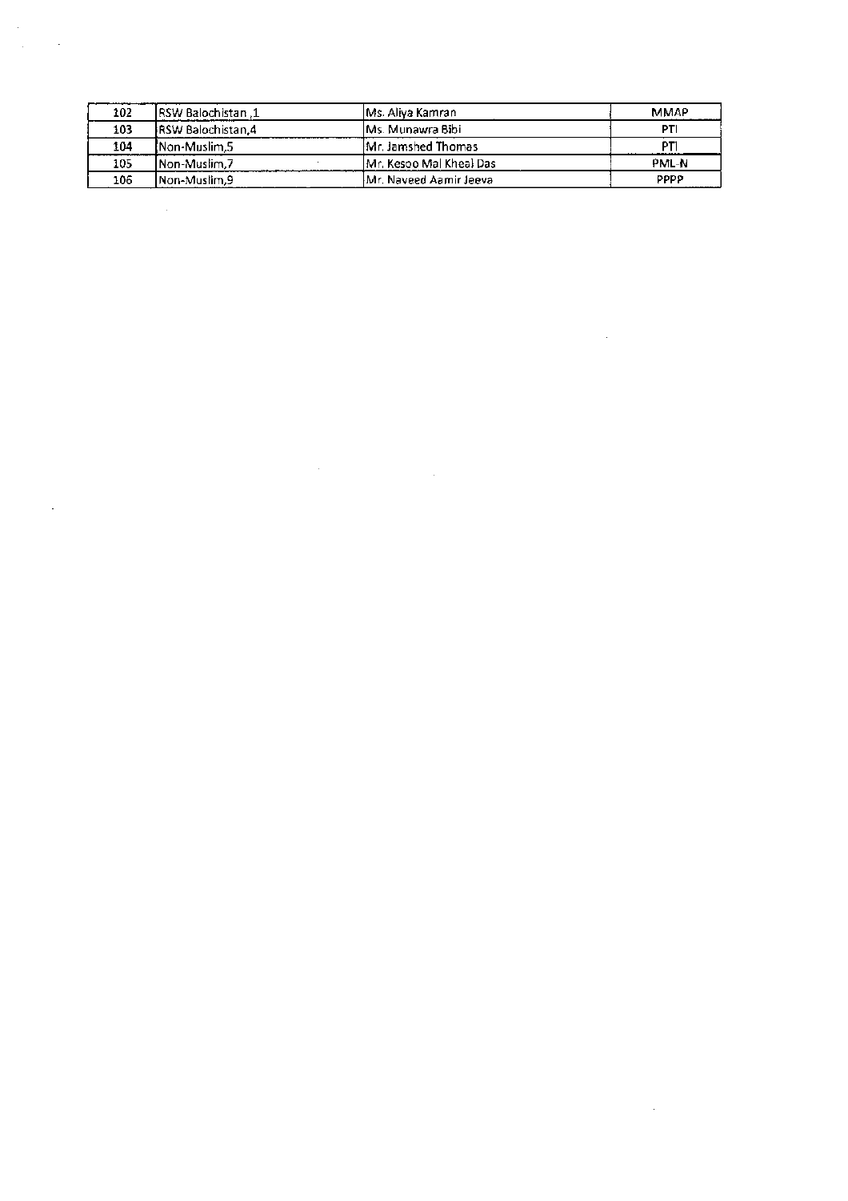| 102 | RSW Balochistan ,1 | Ms. Aliya Kamran | MMAP |
|---|---|---|---|
| 103 | RSW Balochistan,4 | Ms. Munawra Bibi | PTI |
| 104 | Non-Muslim,5 | Mr. Jamshed Thomas | PTI |
| 105 | Non-Muslim,7 | Mr. Kesoo Mal Kheal Das | PML-N |
| 106 | Non-Muslim,9 | Mr. Naveed Aamir Jeeva | PPPP |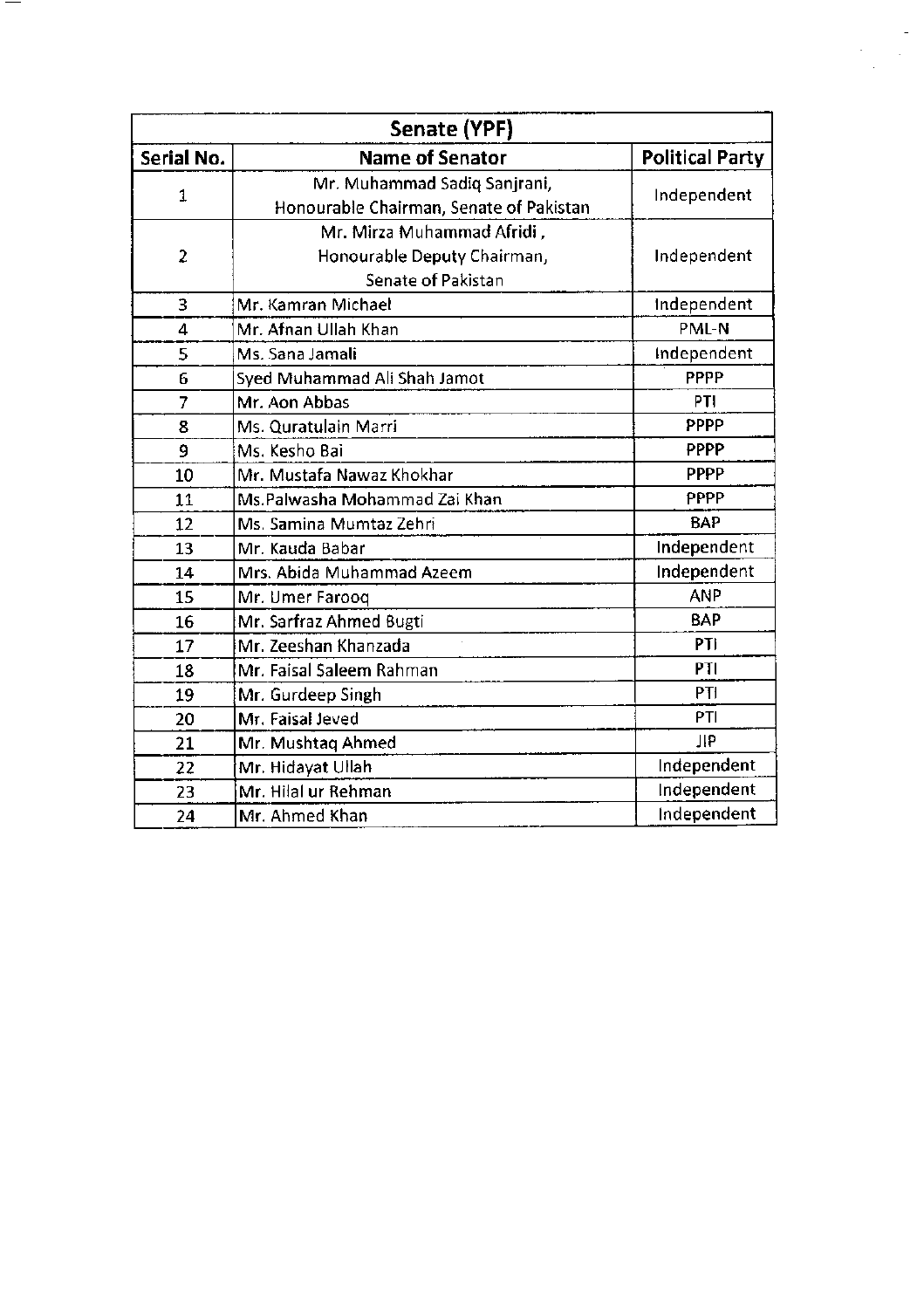| Senate (YPF) | | |
|---|---|---|
| Serial No. | Name of Senator | Political Party |
| 1 | Mr. Muhammad Sadiq Sanjrani, Honourable Chairman, Senate of Pakistan | Independent |
| 2 | Mr. Mirza Muhammad Afridi, Honourable Deputy Chairman, Senate of Pakistan | Independent |
| 3 | Mr. Kamran Michael | Independent |
| 4 | Mr. Afnan Ullah Khan | PML-N |
| 5 | Ms. Sana Jamali | Independent |
| 6 | Syed Muhammad Ali Shah Jamot | PPPP |
| 7 | Mr. Aon Abbas | PTI |
| 8 | Ms. Quratulain Marri | PPPP |
| 9 | Ms. Kesho Bai | PPPP |
| 10 | Mr. Mustafa Nawaz Khokhar | PPPP |
| 11 | Ms.Palwasha Mohammad Zai Khan | PPPP |
| 12 | Ms. Samina Mumtaz Zehri | BAP |
| 13 | Mr. Kauda Babar | Independent |
| 14 | Mrs. Abida Muhammad Azeem | Independent |
| 15 | Mr. Umer Farooq | ANP |
| 16 | Mr. Sarfraz Ahmed Bugti | BAP |
| 17 | Mr. Zeeshan Khanzada | PTI |
| 18 | Mr. Faisal Saleem Rahman | PTI |
| 19 | Mr. Gurdeep Singh | PTI |
| 20 | Mr. Faisal Jeved | PTI |
| 21 | Mr. Mushtaq Ahmed | JIP |
| 22 | Mr. Hidayat Ullah | Independent |
| 23 | Mr. Hilal ur Rehman | Independent |
| 24 | Mr. Ahmed Khan | Independent |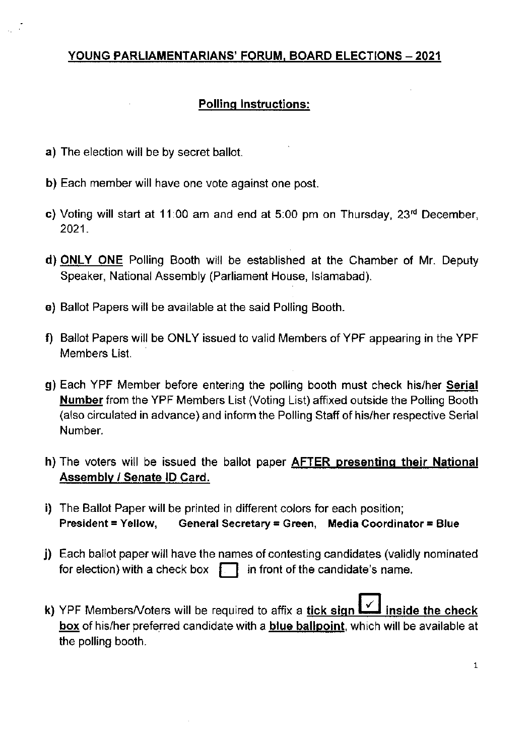# YOUNG PARLIAMENTARIANS' FORUM, BOARD ELECTIONS – 2021

## Polling Instructions:

**a)** The election will be by secret ballot.

**b)** Each member will have one vote against one post.

**c)** Voting will start at 11:00 am and end at 5:00 pm on Thursday, 23rd December, 2021.

**d)** **ONLY ONE** Polling Booth will be established at the Chamber of Mr. Deputy Speaker, National Assembly (Parliament House, Islamabad).

**e)** Ballot Papers will be available at the said Polling Booth.

**f)** Ballot Papers will be ONLY issued to valid Members of YPF appearing in the YPF Members List.

**g)** Each YPF Member before entering the polling booth must check his/her **Serial Number** from the YPF Members List (Voting List) affixed outside the Polling Booth (also circulated in advance) and inform the Polling Staff of his/her respective Serial Number.

**h)** The voters will be issued the ballot paper **AFTER presenting their National Assembly / Senate ID Card.**

**i)** The Ballot Paper will be printed in different colors for each position;
**President = Yellow,  General Secretary = Green,  Media Coordinator = Blue**

**j)** Each ballot paper will have the names of contesting candidates (validly nominated for election) with a check box ☐ in front of the candidate's name.

**k)** YPF Members/Voters will be required to affix a **tick sign ☑ inside the check box** of his/her preferred candidate with a **blue ballpoint**, which will be available at the polling booth.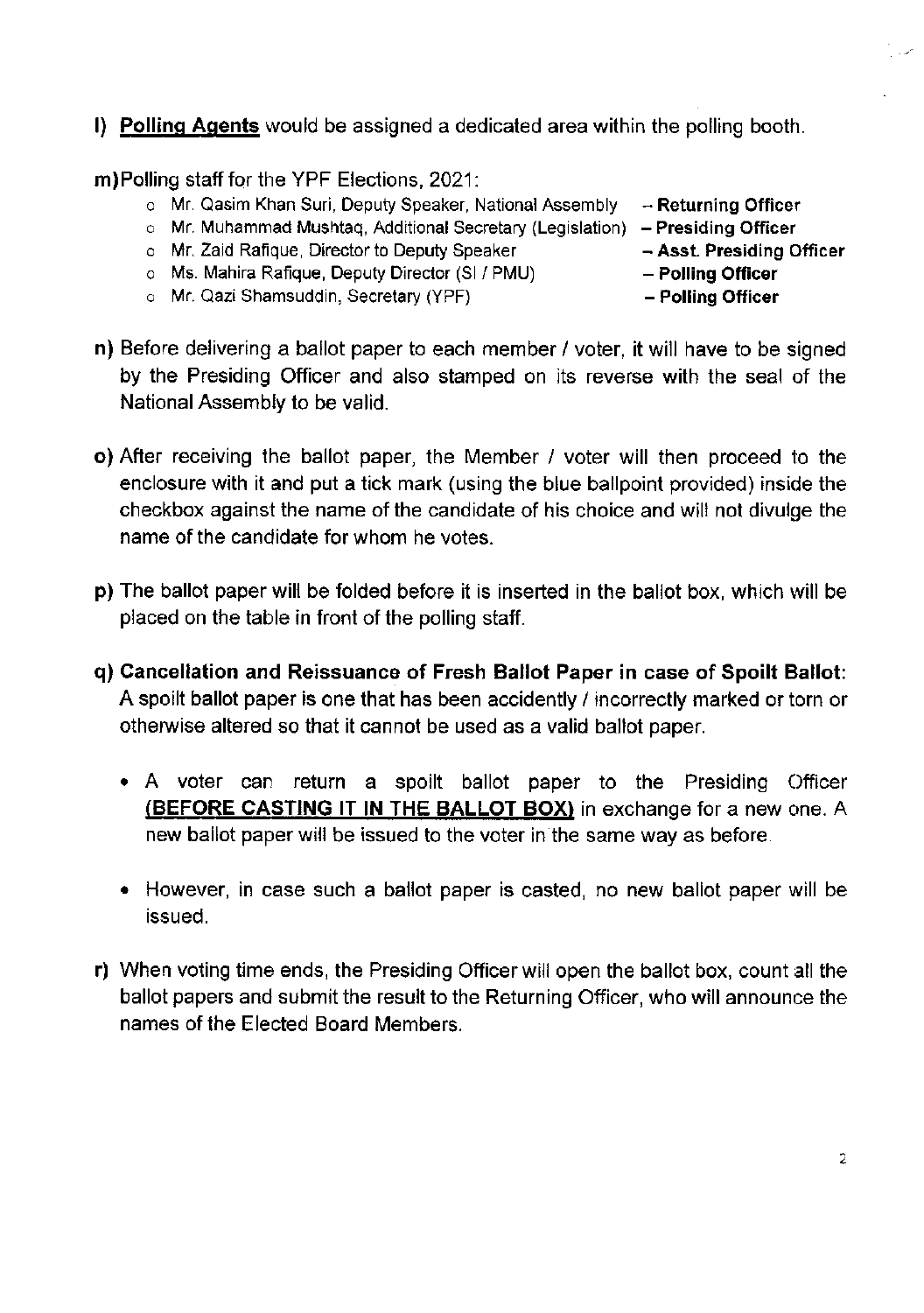l) **<u>Polling Agents</u>** would be assigned a dedicated area within the polling booth.

m) Polling staff for the YPF Elections, 2021:

- Mr. Qasim Khan Suri, Deputy Speaker, National Assembly – **Returning Officer**
- Mr. Muhammad Mushtaq, Additional Secretary (Legislation) – **Presiding Officer**
- Mr. Zaid Rafique, Director to Deputy Speaker – **Asst. Presiding Officer**
- Ms. Mahira Rafique, Deputy Director (SI / PMU) – **Polling Officer**
- Mr. Qazi Shamsuddin, Secretary (YPF) – **Polling Officer**

**n)** Before delivering a ballot paper to each member / voter, it will have to be signed by the Presiding Officer and also stamped on its reverse with the seal of the National Assembly to be valid.

**o)** After receiving the ballot paper, the Member / voter will then proceed to the enclosure with it and put a tick mark (using the blue ballpoint provided) inside the checkbox against the name of the candidate of his choice and will not divulge the name of the candidate for whom he votes.

**p)** The ballot paper will be folded before it is inserted in the ballot box, which will be placed on the table in front of the polling staff.

**q) Cancellation and Reissuance of Fresh Ballot Paper in case of Spoilt Ballot:** A spoilt ballot paper is one that has been accidently / incorrectly marked or torn or otherwise altered so that it cannot be used as a valid ballot paper.

- A voter can return a spoilt ballot paper to the Presiding Officer **<u>(BEFORE CASTING IT IN THE BALLOT BOX)</u>** in exchange for a new one. A new ballot paper will be issued to the voter in the same way as before.
- However, in case such a ballot paper is casted, no new ballot paper will be issued.

**r)** When voting time ends, the Presiding Officer will open the ballot box, count all the ballot papers and submit the result to the Returning Officer, who will announce the names of the Elected Board Members.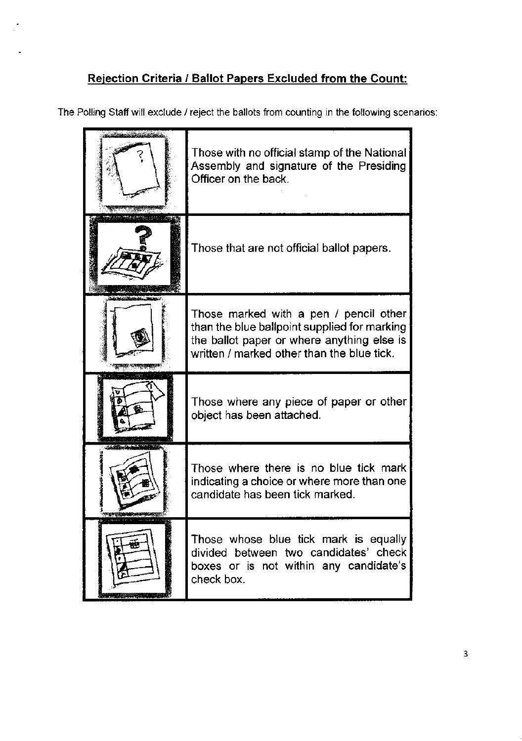## Rejection Criteria / Ballot Papers Excluded from the Count:

The Polling Staff will exclude / reject the ballots from counting in the following scenarios:

| | |
|---|---|
| | Those with no official stamp of the National Assembly and signature of the Presiding Officer on the back. |
| | Those that are not official ballot papers. |
| | Those marked with a pen / pencil other than the blue ballpoint supplied for marking the ballot paper or where anything else is written / marked other than the blue tick. |
| | Those where any piece of paper or other object has been attached. |
| | Those where there is no blue tick mark indicating a choice or where more than one candidate has been tick marked. |
| | Those whose blue tick mark is equally divided between two candidates' check boxes or is not within any candidate's check box. |